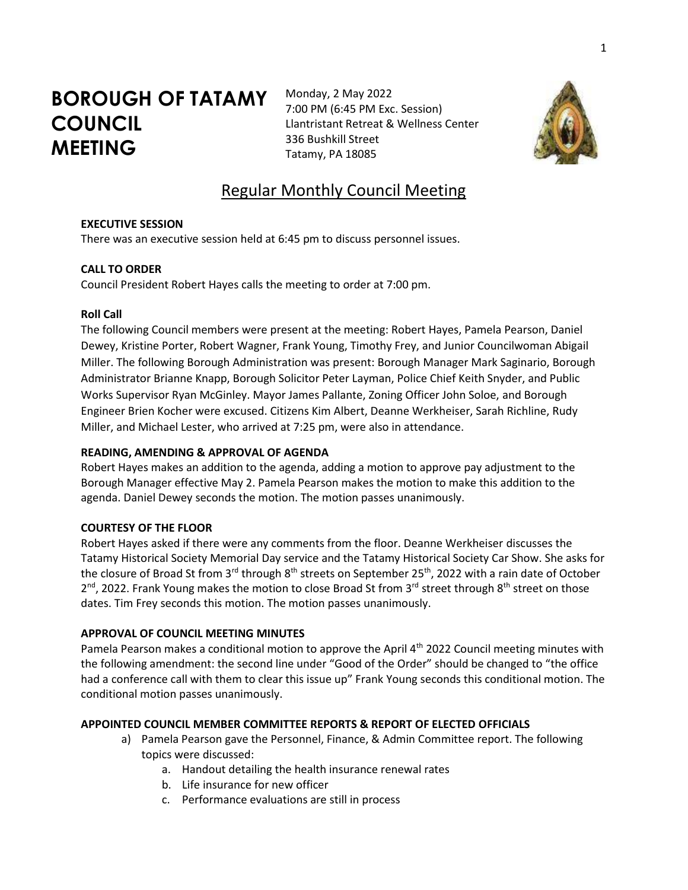# BOROUGH OF TATAMY COUNCIL MEETING

Monday, 2 May 2022
7:00 PM (6:45 PM Exc. Session)
Llantristant Retreat & Wellness Center
336 Bushkill Street
Tatamy, PA 18085

## Regular Monthly Council Meeting

**EXECUTIVE SESSION**

There was an executive session held at 6:45 pm to discuss personnel issues.

**CALL TO ORDER**

Council President Robert Hayes calls the meeting to order at 7:00 pm.

**Roll Call**

The following Council members were present at the meeting: Robert Hayes, Pamela Pearson, Daniel Dewey, Kristine Porter, Robert Wagner, Frank Young, Timothy Frey, and Junior Councilwoman Abigail Miller. The following Borough Administration was present: Borough Manager Mark Saginario, Borough Administrator Brianne Knapp, Borough Solicitor Peter Layman, Police Chief Keith Snyder, and Public Works Supervisor Ryan McGinley. Mayor James Pallante, Zoning Officer John Soloe, and Borough Engineer Brien Kocher were excused. Citizens Kim Albert, Deanne Werkheiser, Sarah Richline, Rudy Miller, and Michael Lester, who arrived at 7:25 pm, were also in attendance.

**READING, AMENDING & APPROVAL OF AGENDA**

Robert Hayes makes an addition to the agenda, adding a motion to approve pay adjustment to the Borough Manager effective May 2. Pamela Pearson makes the motion to make this addition to the agenda. Daniel Dewey seconds the motion. The motion passes unanimously.

**COURTESY OF THE FLOOR**

Robert Hayes asked if there were any comments from the floor. Deanne Werkheiser discusses the Tatamy Historical Society Memorial Day service and the Tatamy Historical Society Car Show. She asks for the closure of Broad St from 3rd through 8th streets on September 25th, 2022 with a rain date of October 2nd, 2022. Frank Young makes the motion to close Broad St from 3rd street through 8th street on those dates. Tim Frey seconds this motion. The motion passes unanimously.

**APPROVAL OF COUNCIL MEETING MINUTES**

Pamela Pearson makes a conditional motion to approve the April 4th 2022 Council meeting minutes with the following amendment: the second line under "Good of the Order" should be changed to "the office had a conference call with them to clear this issue up" Frank Young seconds this conditional motion. The conditional motion passes unanimously.

**APPOINTED COUNCIL MEMBER COMMITTEE REPORTS & REPORT OF ELECTED OFFICIALS**

a) Pamela Pearson gave the Personnel, Finance, & Admin Committee report. The following topics were discussed:
    a. Handout detailing the health insurance renewal rates
    b. Life insurance for new officer
    c. Performance evaluations are still in process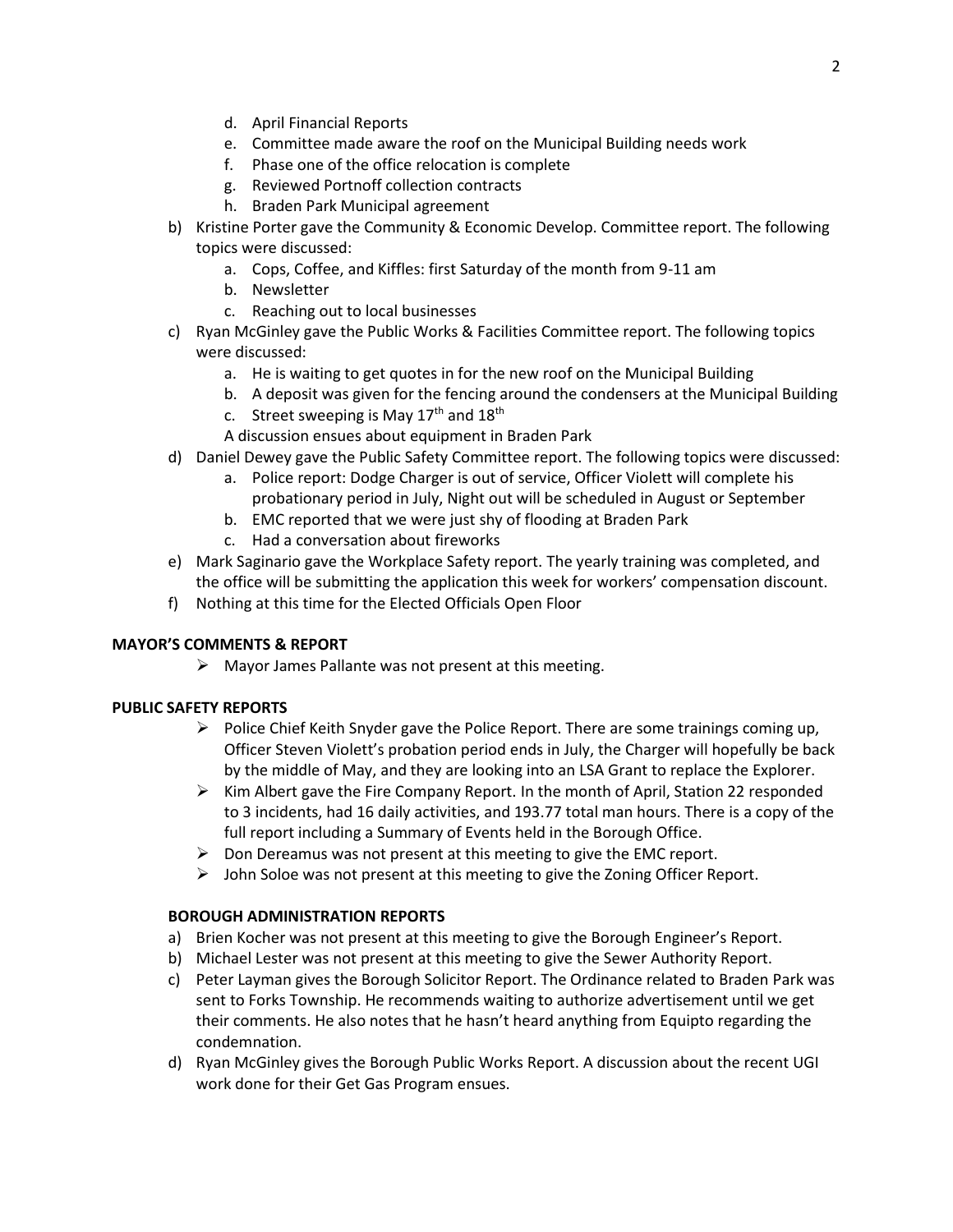d. April Financial Reports
   e. Committee made aware the roof on the Municipal Building needs work
   f. Phase one of the office relocation is complete
   g. Reviewed Portnoff collection contracts
   h. Braden Park Municipal agreement

b) Kristine Porter gave the Community & Economic Develop. Committee report. The following topics were discussed:
   a. Cops, Coffee, and Kiffles: first Saturday of the month from 9-11 am
   b. Newsletter
   c. Reaching out to local businesses

c) Ryan McGinley gave the Public Works & Facilities Committee report. The following topics were discussed:
   a. He is waiting to get quotes in for the new roof on the Municipal Building
   b. A deposit was given for the fencing around the condensers at the Municipal Building
   c. Street sweeping is May 17th and 18th

   A discussion ensues about equipment in Braden Park

d) Daniel Dewey gave the Public Safety Committee report. The following topics were discussed:
   a. Police report: Dodge Charger is out of service, Officer Violett will complete his probationary period in July, Night out will be scheduled in August or September
   b. EMC reported that we were just shy of flooding at Braden Park
   c. Had a conversation about fireworks

e) Mark Saginario gave the Workplace Safety report. The yearly training was completed, and the office will be submitting the application this week for workers' compensation discount.

f) Nothing at this time for the Elected Officials Open Floor

**MAYOR'S COMMENTS & REPORT**

- Mayor James Pallante was not present at this meeting.

**PUBLIC SAFETY REPORTS**

- Police Chief Keith Snyder gave the Police Report. There are some trainings coming up, Officer Steven Violett's probation period ends in July, the Charger will hopefully be back by the middle of May, and they are looking into an LSA Grant to replace the Explorer.
- Kim Albert gave the Fire Company Report. In the month of April, Station 22 responded to 3 incidents, had 16 daily activities, and 193.77 total man hours. There is a copy of the full report including a Summary of Events held in the Borough Office.
- Don Dereamus was not present at this meeting to give the EMC report.
- John Soloe was not present at this meeting to give the Zoning Officer Report.

**BOROUGH ADMINISTRATION REPORTS**

a) Brien Kocher was not present at this meeting to give the Borough Engineer's Report.

b) Michael Lester was not present at this meeting to give the Sewer Authority Report.

c) Peter Layman gives the Borough Solicitor Report. The Ordinance related to Braden Park was sent to Forks Township. He recommends waiting to authorize advertisement until we get their comments. He also notes that he hasn't heard anything from Equipto regarding the condemnation.

d) Ryan McGinley gives the Borough Public Works Report. A discussion about the recent UGI work done for their Get Gas Program ensues.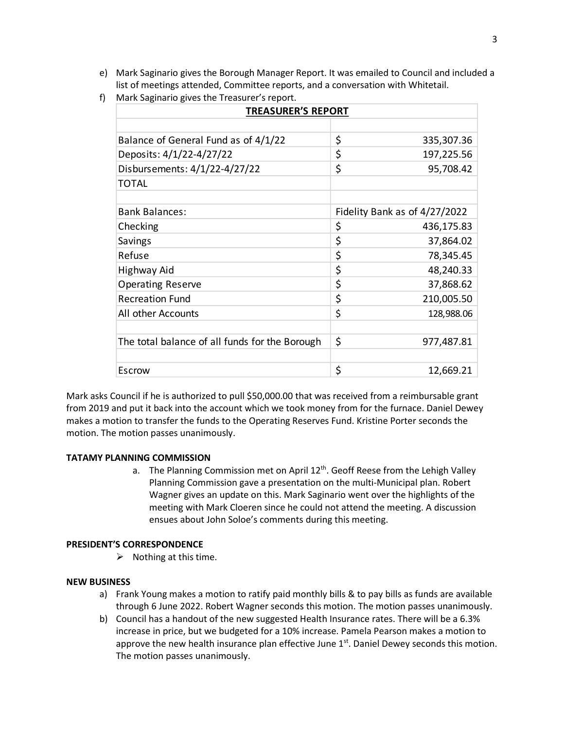e) Mark Saginario gives the Borough Manager Report. It was emailed to Council and included a list of meetings attended, Committee reports, and a conversation with Whitetail.

f) Mark Saginario gives the Treasurer's report.

| **TREASURER'S REPORT** | |
|---|---|
| | |
| Balance of General Fund as of 4/1/22 | $ 335,307.36 |
| Deposits: 4/1/22-4/27/22 | $ 197,225.56 |
| Disbursements: 4/1/22-4/27/22 | $ 95,708.42 |
| TOTAL | |
| | |
| Bank Balances: | Fidelity Bank as of 4/27/2022 |
| Checking | $ 436,175.83 |
| Savings | $ 37,864.02 |
| Refuse | $ 78,345.45 |
| Highway Aid | $ 48,240.33 |
| Operating Reserve | $ 37,868.62 |
| Recreation Fund | $ 210,005.50 |
| All other Accounts | $ 128,988.06 |
| | |
| The total balance of all funds for the Borough | $ 977,487.81 |
| | |
| Escrow | $ 12,669.21 |

Mark asks Council if he is authorized to pull $50,000.00 that was received from a reimbursable grant from 2019 and put it back into the account which we took money from for the furnace. Daniel Dewey makes a motion to transfer the funds to the Operating Reserves Fund. Kristine Porter seconds the motion. The motion passes unanimously.

**TATAMY PLANNING COMMISSION**

a. The Planning Commission met on April 12th. Geoff Reese from the Lehigh Valley Planning Commission gave a presentation on the multi-Municipal plan. Robert Wagner gives an update on this. Mark Saginario went over the highlights of the meeting with Mark Cloeren since he could not attend the meeting. A discussion ensues about John Soloe's comments during this meeting.

**PRESIDENT'S CORRESPONDENCE**

- Nothing at this time.

**NEW BUSINESS**

a) Frank Young makes a motion to ratify paid monthly bills & to pay bills as funds are available through 6 June 2022. Robert Wagner seconds this motion. The motion passes unanimously.

b) Council has a handout of the new suggested Health Insurance rates. There will be a 6.3% increase in price, but we budgeted for a 10% increase. Pamela Pearson makes a motion to approve the new health insurance plan effective June 1st. Daniel Dewey seconds this motion. The motion passes unanimously.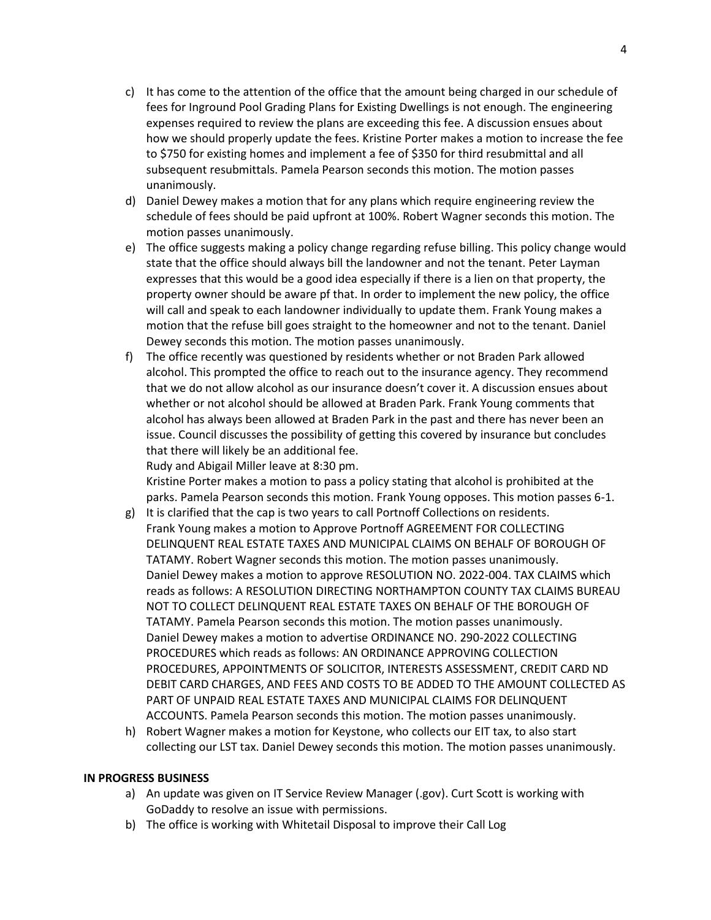c) It has come to the attention of the office that the amount being charged in our schedule of fees for Inground Pool Grading Plans for Existing Dwellings is not enough. The engineering expenses required to review the plans are exceeding this fee. A discussion ensues about how we should properly update the fees. Kristine Porter makes a motion to increase the fee to $750 for existing homes and implement a fee of $350 for third resubmittal and all subsequent resubmittals. Pamela Pearson seconds this motion. The motion passes unanimously.

d) Daniel Dewey makes a motion that for any plans which require engineering review the schedule of fees should be paid upfront at 100%. Robert Wagner seconds this motion. The motion passes unanimously.

e) The office suggests making a policy change regarding refuse billing. This policy change would state that the office should always bill the landowner and not the tenant. Peter Layman expresses that this would be a good idea especially if there is a lien on that property, the property owner should be aware pf that. In order to implement the new policy, the office will call and speak to each landowner individually to update them. Frank Young makes a motion that the refuse bill goes straight to the homeowner and not to the tenant. Daniel Dewey seconds this motion. The motion passes unanimously.

f) The office recently was questioned by residents whether or not Braden Park allowed alcohol. This prompted the office to reach out to the insurance agency. They recommend that we do not allow alcohol as our insurance doesn't cover it. A discussion ensues about whether or not alcohol should be allowed at Braden Park. Frank Young comments that alcohol has always been allowed at Braden Park in the past and there has never been an issue. Council discusses the possibility of getting this covered by insurance but concludes that there will likely be an additional fee.
Rudy and Abigail Miller leave at 8:30 pm.
Kristine Porter makes a motion to pass a policy stating that alcohol is prohibited at the parks. Pamela Pearson seconds this motion. Frank Young opposes. This motion passes 6-1.

g) It is clarified that the cap is two years to call Portnoff Collections on residents.
Frank Young makes a motion to Approve Portnoff AGREEMENT FOR COLLECTING DELINQUENT REAL ESTATE TAXES AND MUNICIPAL CLAIMS ON BEHALF OF BOROUGH OF TATAMY. Robert Wagner seconds this motion. The motion passes unanimously.
Daniel Dewey makes a motion to approve RESOLUTION NO. 2022-004. TAX CLAIMS which reads as follows: A RESOLUTION DIRECTING NORTHAMPTON COUNTY TAX CLAIMS BUREAU NOT TO COLLECT DELINQUENT REAL ESTATE TAXES ON BEHALF OF THE BOROUGH OF TATAMY. Pamela Pearson seconds this motion. The motion passes unanimously.
Daniel Dewey makes a motion to advertise ORDINANCE NO. 290-2022 COLLECTING PROCEDURES which reads as follows: AN ORDINANCE APPROVING COLLECTION PROCEDURES, APPOINTMENTS OF SOLICITOR, INTERESTS ASSESSMENT, CREDIT CARD ND DEBIT CARD CHARGES, AND FEES AND COSTS TO BE ADDED TO THE AMOUNT COLLECTED AS PART OF UNPAID REAL ESTATE TAXES AND MUNICIPAL CLAIMS FOR DELINQUENT ACCOUNTS. Pamela Pearson seconds this motion. The motion passes unanimously.

h) Robert Wagner makes a motion for Keystone, who collects our EIT tax, to also start collecting our LST tax. Daniel Dewey seconds this motion. The motion passes unanimously.

**IN PROGRESS BUSINESS**

a) An update was given on IT Service Review Manager (.gov). Curt Scott is working with GoDaddy to resolve an issue with permissions.

b) The office is working with Whitetail Disposal to improve their Call Log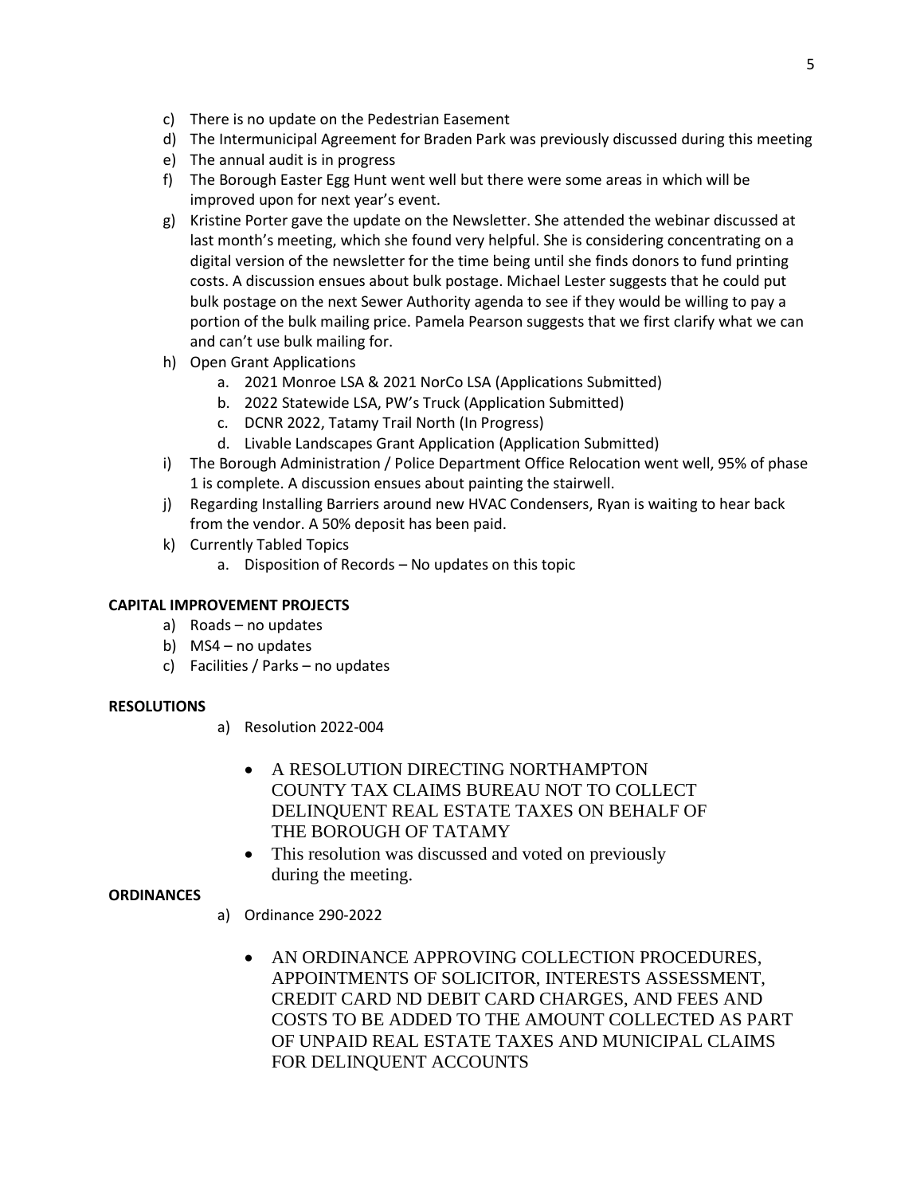c) There is no update on the Pedestrian Easement
d) The Intermunicipal Agreement for Braden Park was previously discussed during this meeting
e) The annual audit is in progress
f) The Borough Easter Egg Hunt went well but there were some areas in which will be improved upon for next year's event.
g) Kristine Porter gave the update on the Newsletter. She attended the webinar discussed at last month's meeting, which she found very helpful. She is considering concentrating on a digital version of the newsletter for the time being until she finds donors to fund printing costs. A discussion ensues about bulk postage. Michael Lester suggests that he could put bulk postage on the next Sewer Authority agenda to see if they would be willing to pay a portion of the bulk mailing price. Pamela Pearson suggests that we first clarify what we can and can't use bulk mailing for.
h) Open Grant Applications
    a. 2021 Monroe LSA & 2021 NorCo LSA (Applications Submitted)
    b. 2022 Statewide LSA, PW's Truck (Application Submitted)
    c. DCNR 2022, Tatamy Trail North (In Progress)
    d. Livable Landscapes Grant Application (Application Submitted)
i) The Borough Administration / Police Department Office Relocation went well, 95% of phase 1 is complete. A discussion ensues about painting the stairwell.
j) Regarding Installing Barriers around new HVAC Condensers, Ryan is waiting to hear back from the vendor. A 50% deposit has been paid.
k) Currently Tabled Topics
    a. Disposition of Records – No updates on this topic

**CAPITAL IMPROVEMENT PROJECTS**

a) Roads – no updates
b) MS4 – no updates
c) Facilities / Parks – no updates

**RESOLUTIONS**

a) Resolution 2022-004

- A RESOLUTION DIRECTING NORTHAMPTON COUNTY TAX CLAIMS BUREAU NOT TO COLLECT DELINQUENT REAL ESTATE TAXES ON BEHALF OF THE BOROUGH OF TATAMY
- This resolution was discussed and voted on previously during the meeting.

**ORDINANCES**

a) Ordinance 290-2022

- AN ORDINANCE APPROVING COLLECTION PROCEDURES, APPOINTMENTS OF SOLICITOR, INTERESTS ASSESSMENT, CREDIT CARD ND DEBIT CARD CHARGES, AND FEES AND COSTS TO BE ADDED TO THE AMOUNT COLLECTED AS PART OF UNPAID REAL ESTATE TAXES AND MUNICIPAL CLAIMS FOR DELINQUENT ACCOUNTS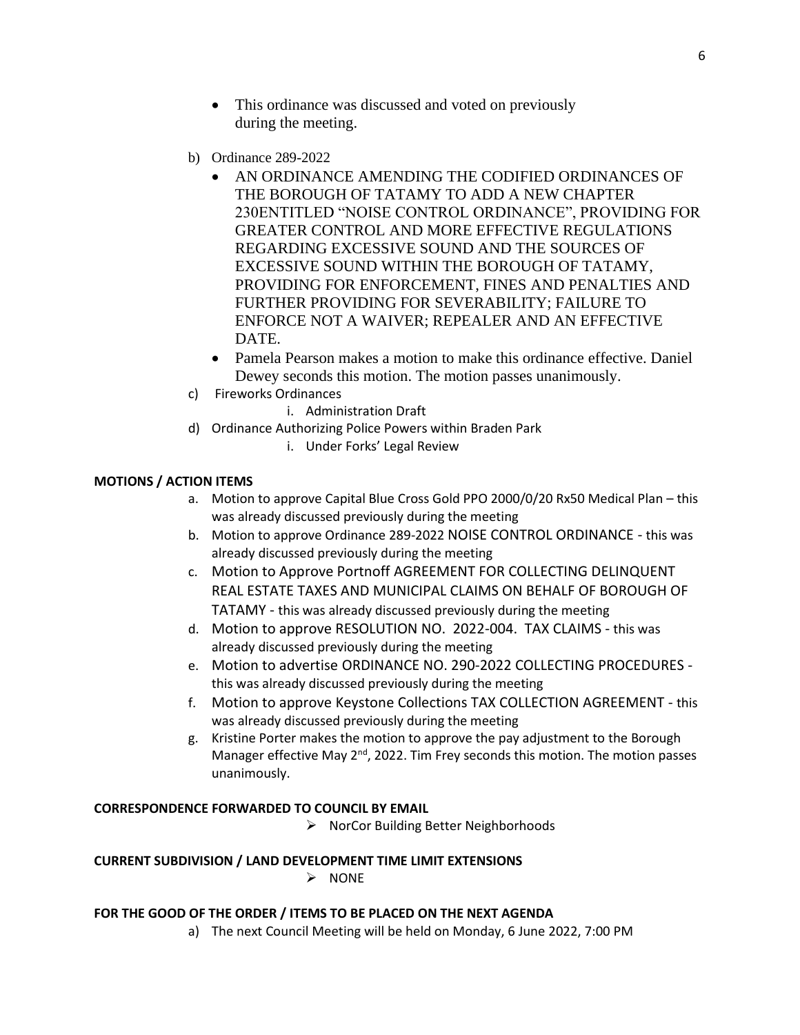- This ordinance was discussed and voted on previously during the meeting.

b) Ordinance 289-2022

- AN ORDINANCE AMENDING THE CODIFIED ORDINANCES OF THE BOROUGH OF TATAMY TO ADD A NEW CHAPTER 230ENTITLED "NOISE CONTROL ORDINANCE", PROVIDING FOR GREATER CONTROL AND MORE EFFECTIVE REGULATIONS REGARDING EXCESSIVE SOUND AND THE SOURCES OF EXCESSIVE SOUND WITHIN THE BOROUGH OF TATAMY, PROVIDING FOR ENFORCEMENT, FINES AND PENALTIES AND FURTHER PROVIDING FOR SEVERABILITY; FAILURE TO ENFORCE NOT A WAIVER; REPEALER AND AN EFFECTIVE DATE.
- Pamela Pearson makes a motion to make this ordinance effective. Daniel Dewey seconds this motion. The motion passes unanimously.

c) Fireworks Ordinances
   i. Administration Draft

d) Ordinance Authorizing Police Powers within Braden Park
   i. Under Forks' Legal Review

**MOTIONS / ACTION ITEMS**

a. Motion to approve Capital Blue Cross Gold PPO 2000/0/20 Rx50 Medical Plan – this was already discussed previously during the meeting
b. Motion to approve Ordinance 289-2022 NOISE CONTROL ORDINANCE - this was already discussed previously during the meeting
c. Motion to Approve Portnoff AGREEMENT FOR COLLECTING DELINQUENT REAL ESTATE TAXES AND MUNICIPAL CLAIMS ON BEHALF OF BOROUGH OF TATAMY - this was already discussed previously during the meeting
d. Motion to approve RESOLUTION NO. 2022-004. TAX CLAIMS - this was already discussed previously during the meeting
e. Motion to advertise ORDINANCE NO. 290-2022 COLLECTING PROCEDURES - this was already discussed previously during the meeting
f. Motion to approve Keystone Collections TAX COLLECTION AGREEMENT - this was already discussed previously during the meeting
g. Kristine Porter makes the motion to approve the pay adjustment to the Borough Manager effective May 2nd, 2022. Tim Frey seconds this motion. The motion passes unanimously.

**CORRESPONDENCE FORWARDED TO COUNCIL BY EMAIL**

- NorCor Building Better Neighborhoods

**CURRENT SUBDIVISION / LAND DEVELOPMENT TIME LIMIT EXTENSIONS**

- NONE

**FOR THE GOOD OF THE ORDER / ITEMS TO BE PLACED ON THE NEXT AGENDA**

a) The next Council Meeting will be held on Monday, 6 June 2022, 7:00 PM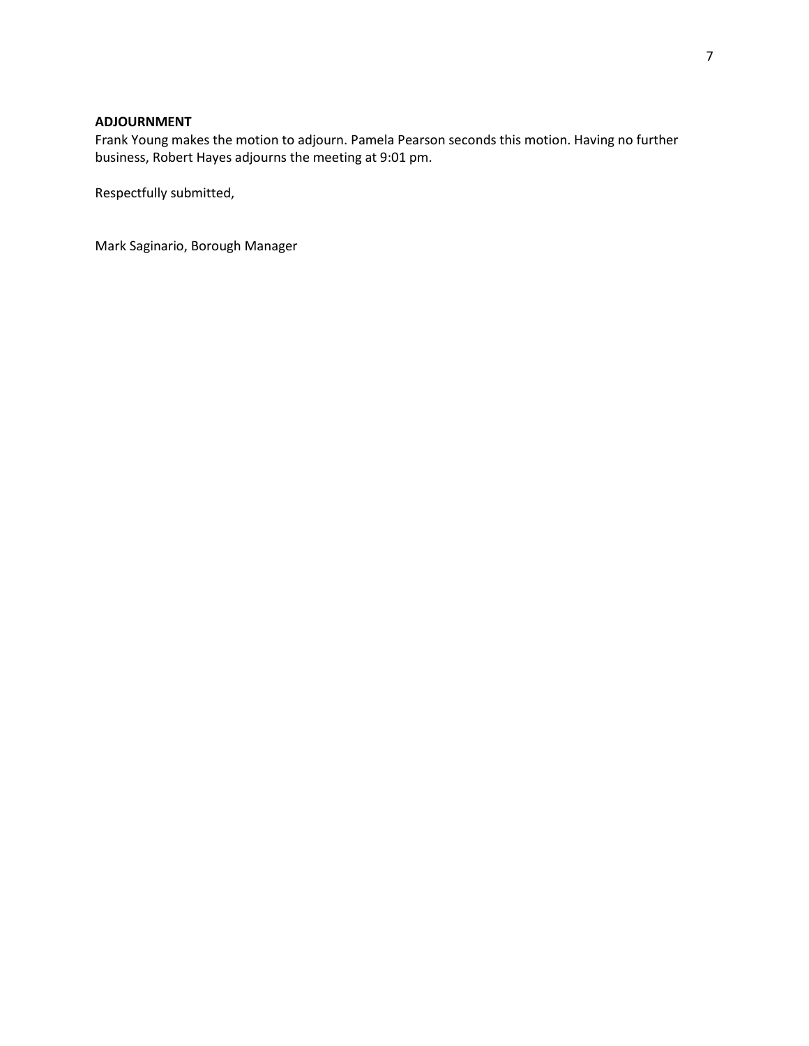**ADJOURNMENT**
Frank Young makes the motion to adjourn. Pamela Pearson seconds this motion. Having no further business, Robert Hayes adjourns the meeting at 9:01 pm.

Respectfully submitted,

Mark Saginario, Borough Manager